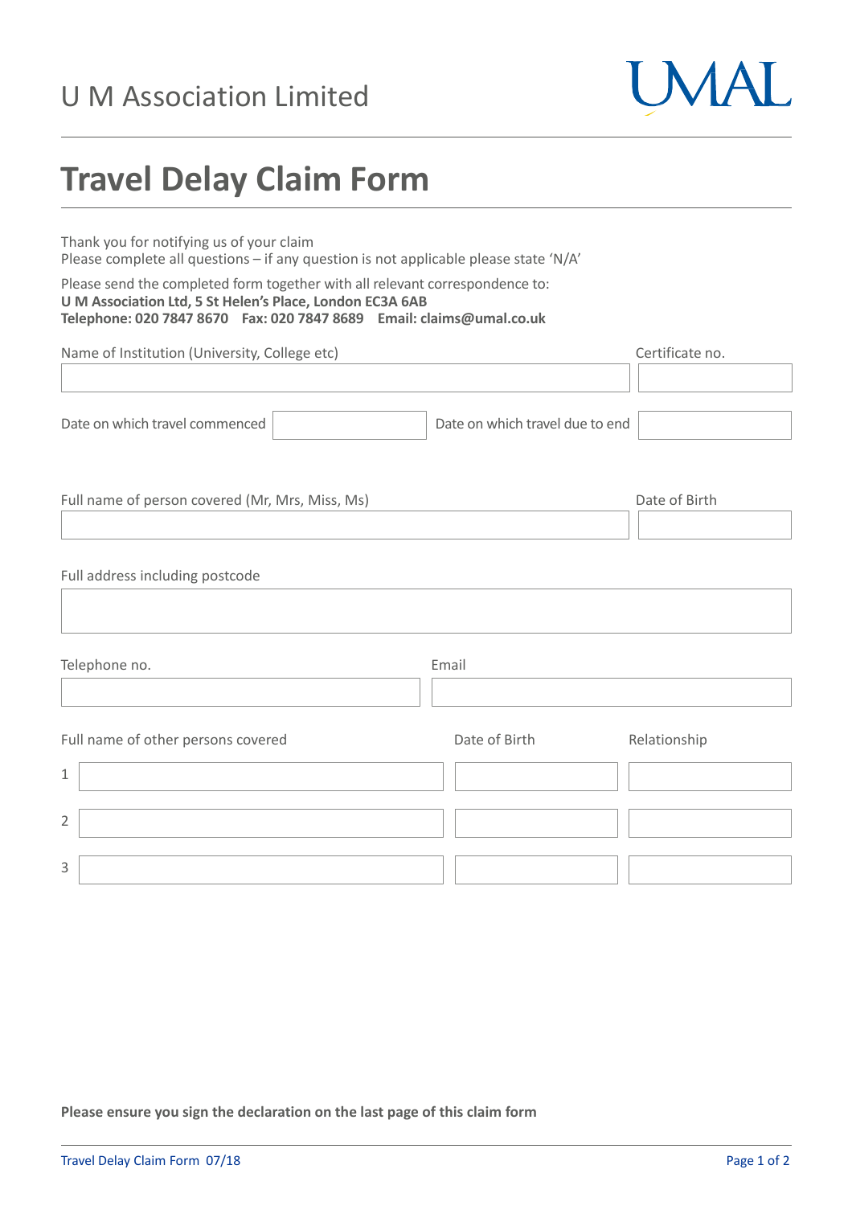U M Association Limited

UMAL

# Travel Delay Claim Form

Thank you for notifying us of your claim
Please complete all questions – if any question is not applicable please state 'N/A'

Please send the completed form together with all relevant correspondence to:
**U M Association Ltd, 5 St Helen's Place, London EC3A 6AB**
**Telephone: 020 7847 8670 Fax: 020 7847 8689 Email: claims@umal.co.uk**

| Name of Institution (University, College etc) | Certificate no. |
|---|---|
| | |

| Date on which travel commenced | | Date on which travel due to end | |
|---|---|---|---|

| Full name of person covered (Mr, Mrs, Miss, Ms) | Date of Birth |
|---|---|
| | |

Full address including postcode

| Telephone no. | Email |
|---|---|
| | |

| | Full name of other persons covered | Date of Birth | Relationship |
|---|---|---|---|
| 1 | | | |
| 2 | | | |
| 3 | | | |

**Please ensure you sign the declaration on the last page of this claim form**

Travel Delay Claim Form 07/18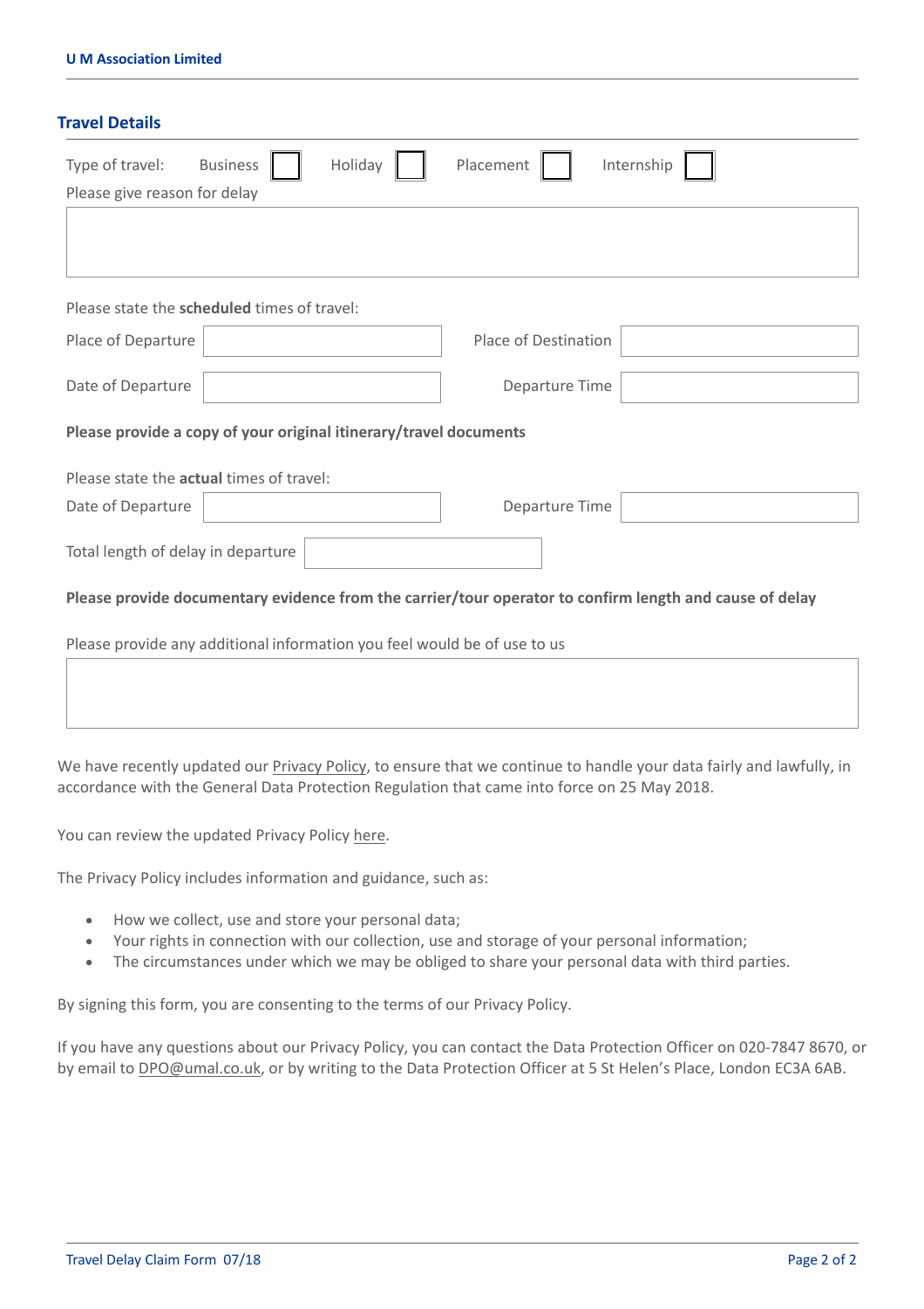## Travel Details

Type of travel: Business ☐ Holiday ☐ Placement ☐ Internship ☐

Please give reason for delay

|  |
|---|
|  |

Please state the **scheduled** times of travel:

| Place of Departure |  | Place of Destination |  |
|---|---|---|---|
| Date of Departure |  | Departure Time |  |

**Please provide a copy of your original itinerary/travel documents**

Please state the **actual** times of travel:

| Date of Departure |  | Departure Time |  |
|---|---|---|---|

Total length of delay in departure

**Please provide documentary evidence from the carrier/tour operator to confirm length and cause of delay**

Please provide any additional information you feel would be of use to us

|  |
|---|
|  |

We have recently updated our Privacy Policy, to ensure that we continue to handle your data fairly and lawfully, in accordance with the General Data Protection Regulation that came into force on 25 May 2018.

You can review the updated Privacy Policy here.

The Privacy Policy includes information and guidance, such as:

- How we collect, use and store your personal data;
- Your rights in connection with our collection, use and storage of your personal information;
- The circumstances under which we may be obliged to share your personal data with third parties.

By signing this form, you are consenting to the terms of our Privacy Policy.

If you have any questions about our Privacy Policy, you can contact the Data Protection Officer on 020-7847 8670, or by email to DPO@umal.co.uk, or by writing to the Data Protection Officer at 5 St Helen's Place, London EC3A 6AB.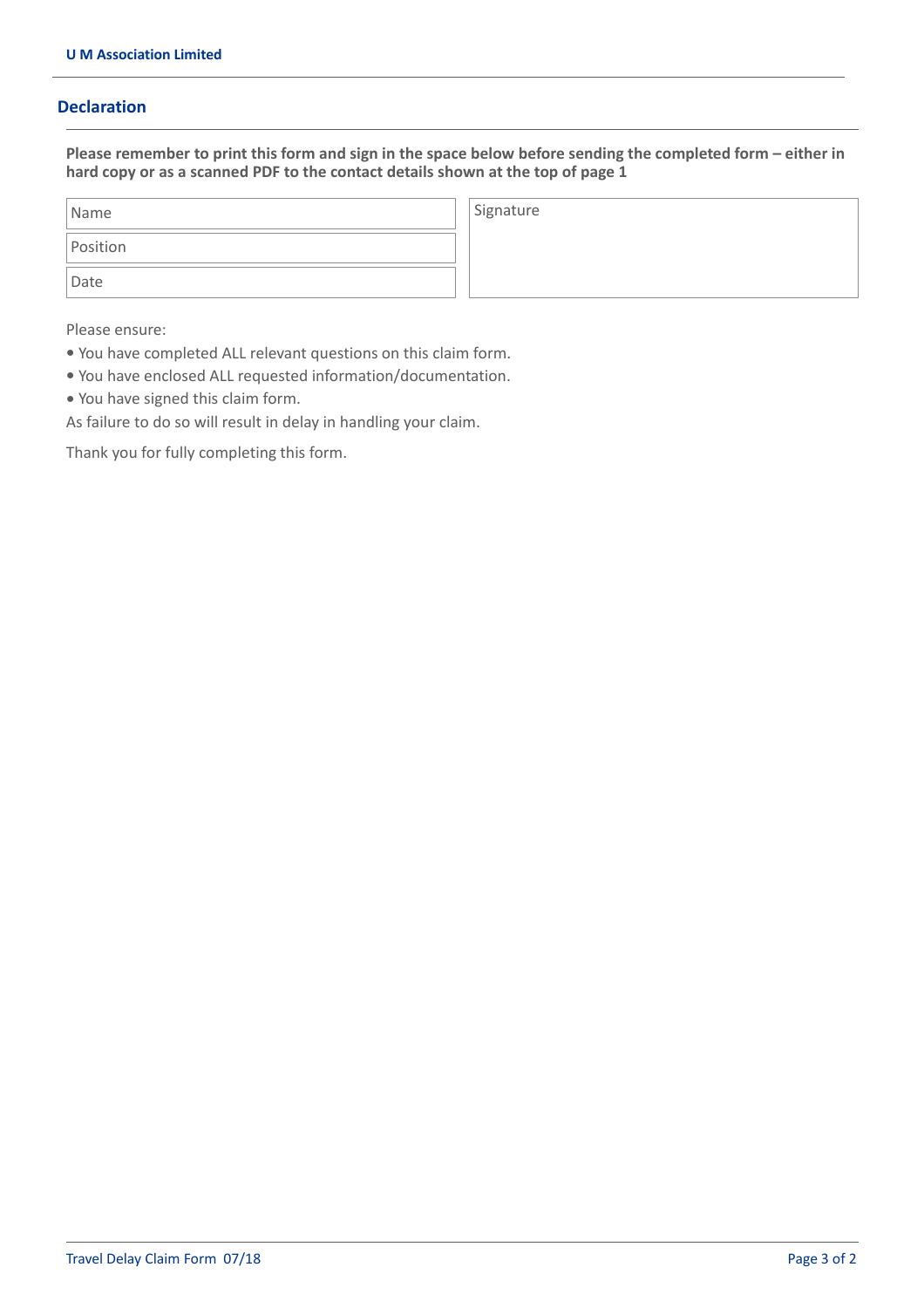## Declaration

**Please remember to print this form and sign in the space below before sending the completed form – either in hard copy or as a scanned PDF to the contact details shown at the top of page 1**

| | |
|---|---|
| Name | Signature |
| Position | |
| Date | |

Please ensure:

- You have completed ALL relevant questions on this claim form.
- You have enclosed ALL requested information/documentation.
- You have signed this claim form.

As failure to do so will result in delay in handling your claim.

Thank you for fully completing this form.